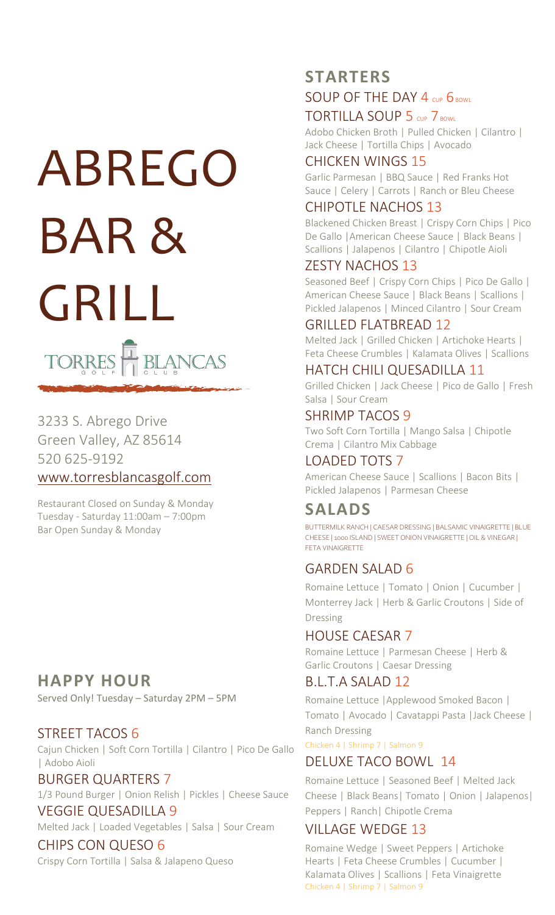# ABREGO BAR & GRILL

TORRES BLANCAS GOLF CLUB

3233 S. Abrego Drive
Green Valley, AZ 85614
520 625-9192
www.torresblancasgolf.com

Restaurant Closed on Sunday & Monday
Tuesday - Saturday 11:00am – 7:00pm
Bar Open Sunday & Monday

## HAPPY HOUR

Served Only! Tuesday – Saturday 2PM – 5PM

### STREET TACOS 6

Cajun Chicken | Soft Corn Tortilla | Cilantro | Pico De Gallo | Adobo Aioli

### BURGER QUARTERS 7

1/3 Pound Burger | Onion Relish | Pickles | Cheese Sauce

### VEGGIE QUESADILLA 9

Melted Jack | Loaded Vegetables | Salsa | Sour Cream

### CHIPS CON QUESO 6

Crispy Corn Tortilla | Salsa & Jalapeno Queso

## STARTERS

### SOUP OF THE DAY 4 CUP 6 BOWL

### TORTILLA SOUP 5 CUP 7 BOWL

Adobo Chicken Broth | Pulled Chicken | Cilantro | Jack Cheese | Tortilla Chips | Avocado

### CHICKEN WINGS 15

Garlic Parmesan | BBQ Sauce | Red Franks Hot Sauce | Celery | Carrots | Ranch or Bleu Cheese

### CHIPOTLE NACHOS 13

Blackened Chicken Breast | Crispy Corn Chips | Pico De Gallo | American Cheese Sauce | Black Beans | Scallions | Jalapenos | Cilantro | Chipotle Aioli

### ZESTY NACHOS 13

Seasoned Beef | Crispy Corn Chips | Pico De Gallo | American Cheese Sauce | Black Beans | Scallions | Pickled Jalapenos | Minced Cilantro | Sour Cream

### GRILLED FLATBREAD 12

Melted Jack | Grilled Chicken | Artichoke Hearts | Feta Cheese Crumbles | Kalamata Olives | Scallions

### HATCH CHILI QUESADILLA 11

Grilled Chicken | Jack Cheese | Pico de Gallo | Fresh Salsa | Sour Cream

### SHRIMP TACOS 9

Two Soft Corn Tortilla | Mango Salsa | Chipotle Crema | Cilantro Mix Cabbage

### LOADED TOTS 7

American Cheese Sauce | Scallions | Bacon Bits | Pickled Jalapenos | Parmesan Cheese

## SALADS

BUTTERMILK RANCH | CAESAR DRESSING | BALSAMIC VINAIGRETTE | BLUE CHEESE | 1000 ISLAND | SWEET ONION VINAIGRETTE | OIL & VINEGAR | FETA VINAIGRETTE

### GARDEN SALAD 6

Romaine Lettuce | Tomato | Onion | Cucumber | Monterrey Jack | Herb & Garlic Croutons | Side of Dressing

### HOUSE CAESAR 7

Romaine Lettuce | Parmesan Cheese | Herb & Garlic Croutons | Caesar Dressing

### B.L.T.A SALAD 12

Romaine Lettuce | Applewood Smoked Bacon | Tomato | Avocado | Cavatappi Pasta | Jack Cheese | Ranch Dressing

Chicken 4 | Shrimp 7 | Salmon 9

### DELUXE TACO BOWL 14

Romaine Lettuce | Seasoned Beef | Melted Jack Cheese | Black Beans | Tomato | Onion | Jalapenos | Peppers | Ranch | Chipotle Crema

### VILLAGE WEDGE 13

Romaine Wedge | Sweet Peppers | Artichoke Hearts | Feta Cheese Crumbles | Cucumber | Kalamata Olives | Scallions | Feta Vinaigrette

Chicken 4 | Shrimp 7 | Salmon 9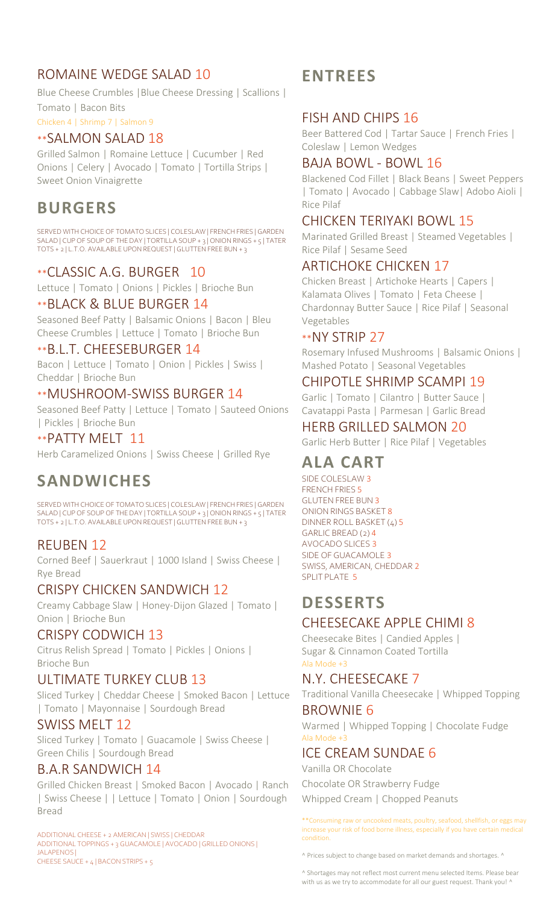## ROMAINE WEDGE SALAD 10

Blue Cheese Crumbles |Blue Cheese Dressing | Scallions | Tomato | Bacon Bits

Chicken 4 | Shrimp 7 | Salmon 9

## **SALMON SALAD 18

Grilled Salmon | Romaine Lettuce | Cucumber | Red Onions | Celery | Avocado | Tomato | Tortilla Strips | Sweet Onion Vinaigrette

# BURGERS

SERVED WITH CHOICE OF TOMATO SLICES | COLESLAW | FRENCH FRIES | GARDEN SALAD | CUP OF SOUP OF THE DAY | TORTILLA SOUP + 3 | ONION RINGS + 5 | TATER TOTS + 2 | L.T.O. AVAILABLE UPON REQUEST | GLUTTEN FREE BUN + 3

## **CLASSIC A.G. BURGER 10

Lettuce | Tomato | Onions | Pickles | Brioche Bun

## **BLACK & BLUE BURGER 14

Seasoned Beef Patty | Balsamic Onions | Bacon | Bleu Cheese Crumbles | Lettuce | Tomato | Brioche Bun

## **B.L.T. CHEESEBURGER 14

Bacon | Lettuce | Tomato | Onion | Pickles | Swiss | Cheddar | Brioche Bun

## **MUSHROOM-SWISS BURGER 14

Seasoned Beef Patty | Lettuce | Tomato | Sauteed Onions | Pickles | Brioche Bun

## **PATTY MELT 11

Herb Caramelized Onions | Swiss Cheese | Grilled Rye

# SANDWICHES

SERVED WITH CHOICE OF TOMATO SLICES | COLESLAW | FRENCH FRIES | GARDEN SALAD | CUP OF SOUP OF THE DAY | TORTILLA SOUP + 3 | ONION RINGS + 5 | TATER TOTS + 2 | L.T.O. AVAILABLE UPON REQUEST | GLUTTEN FREE BUN + 3

## REUBEN 12

Corned Beef | Sauerkraut | 1000 Island | Swiss Cheese | Rye Bread

## CRISPY CHICKEN SANDWICH 12

Creamy Cabbage Slaw | Honey-Dijon Glazed | Tomato | Onion | Brioche Bun

## CRISPY CODWICH 13

Citrus Relish Spread | Tomato | Pickles | Onions | Brioche Bun

## ULTIMATE TURKEY CLUB 13

Sliced Turkey | Cheddar Cheese | Smoked Bacon | Lettuce | Tomato | Mayonnaise | Sourdough Bread

## SWISS MELT 12

Sliced Turkey | Tomato | Guacamole | Swiss Cheese | Green Chilis | Sourdough Bread

## B.A.R SANDWICH 14

Grilled Chicken Breast | Smoked Bacon | Avocado | Ranch | Swiss Cheese | | Lettuce | Tomato | Onion | Sourdough Bread

ADDITIONAL CHEESE + 2 AMERICAN | SWISS | CHEDDAR
ADDITIONAL TOPPINGS + 3 GUACAMOLE | AVOCADO | GRILLED ONIONS | JALAPENOS |
CHEESE SAUCE + 4 | BACON STRIPS + 5

# ENTREES

## FISH AND CHIPS 16

Beer Battered Cod | Tartar Sauce | French Fries | Coleslaw | Lemon Wedges

## BAJA BOWL - BOWL 16

Blackened Cod Fillet | Black Beans | Sweet Peppers | Tomato | Avocado | Cabbage Slaw| Adobo Aioli | Rice Pilaf

## CHICKEN TERIYAKI BOWL 15

Marinated Grilled Breast | Steamed Vegetables | Rice Pilaf | Sesame Seed

## ARTICHOKE CHICKEN 17

Chicken Breast | Artichoke Hearts | Capers | Kalamata Olives | Tomato | Feta Cheese | Chardonnay Butter Sauce | Rice Pilaf | Seasonal Vegetables

## **NY STRIP 27

Rosemary Infused Mushrooms | Balsamic Onions | Mashed Potato | Seasonal Vegetables

## CHIPOTLE SHRIMP SCAMPI 19

Garlic | Tomato | Cilantro | Butter Sauce | Cavatappi Pasta | Parmesan | Garlic Bread

## HERB GRILLED SALMON 20

Garlic Herb Butter | Rice Pilaf | Vegetables

# ALA CART

SIDE COLESLAW 3
FRENCH FRIES 5
GLUTEN FREE BUN 3
ONION RINGS BASKET 8
DINNER ROLL BASKET (4) 5
GARLIC BREAD (2) 4
AVOCADO SLICES 3
SIDE OF GUACAMOLE 3
SWISS, AMERICAN, CHEDDAR 2
SPLIT PLATE 5

# DESSERTS

## CHEESECAKE APPLE CHIMI 8

Cheesecake Bites | Candied Apples | Sugar & Cinnamon Coated Tortilla

Ala Mode +3

## N.Y. CHEESECAKE 7

Traditional Vanilla Cheesecake | Whipped Topping

## BROWNIE 6

Warmed | Whipped Topping | Chocolate Fudge

Ala Mode +3

## ICE CREAM SUNDAE 6

Vanilla OR Chocolate

Chocolate OR Strawberry Fudge

Whipped Cream | Chopped Peanuts

**Consuming raw or uncooked meats, poultry, seafood, shellfish, or eggs may increase your risk of food borne illness, especially if you have certain medical condition.

^ Prices subject to change based on market demands and shortages. ^

^ Shortages may not reflect most current menu selected Items. Please bear with us as we try to accommodate for all our guest request. Thank you! ^